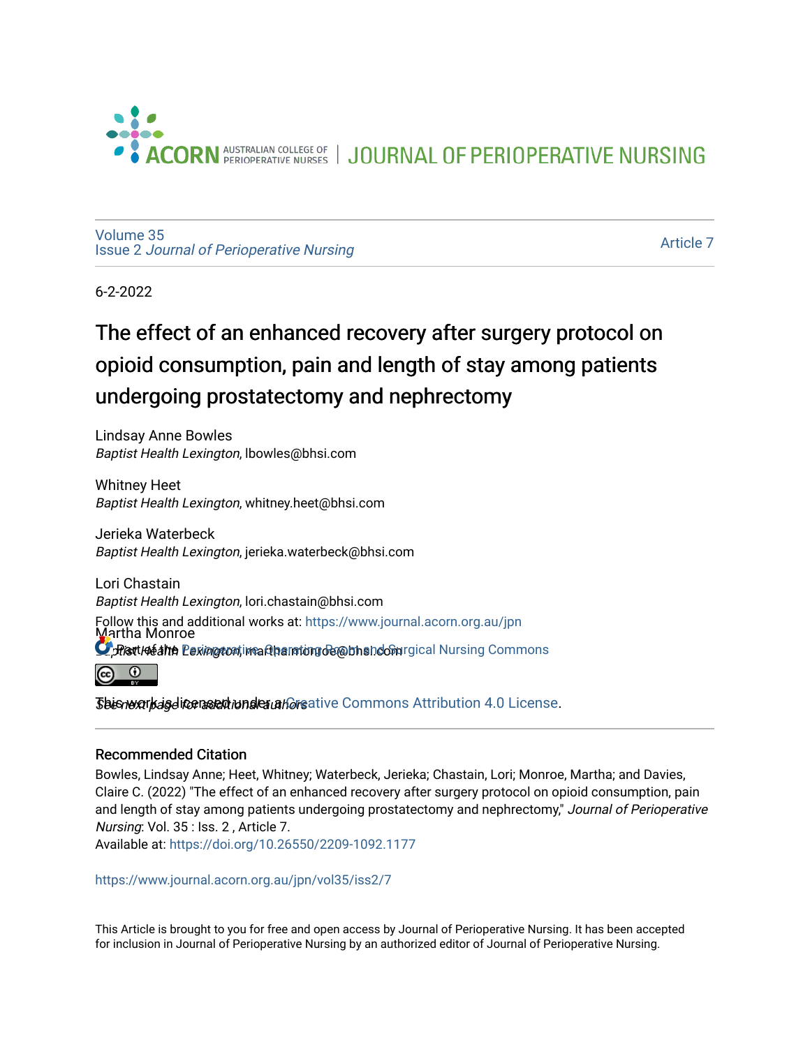ACORN AUSTRALIAN COLLEGE OF PERIOPERATIVE NURSES | JOURNAL OF PERIOPERATIVE NURSING

Volume 35
Issue 2 *Journal of Perioperative Nursing*

Article 7

6-2-2022

# The effect of an enhanced recovery after surgery protocol on opioid consumption, pain and length of stay among patients undergoing prostatectomy and nephrectomy

Lindsay Anne Bowles
*Baptist Health Lexington*, lbowles@bhsi.com

Whitney Heet
*Baptist Health Lexington*, whitney.heet@bhsi.com

Jerieka Waterbeck
*Baptist Health Lexington*, jerieka.waterbeck@bhsi.com

Lori Chastain
*Baptist Health Lexington*, lori.chastain@bhsi.com

Martha Monroe
*Baptist Health Lexington*, martha.monroe@bhsi.com

*See next page for additional authors*

Follow this and additional works at: https://www.journal.acorn.org.au/jpn

Part of the Perioperative, Operating Room and Surgical Nursing Commons

This work is licensed under a Creative Commons Attribution 4.0 License.

## Recommended Citation

Bowles, Lindsay Anne; Heet, Whitney; Waterbeck, Jerieka; Chastain, Lori; Monroe, Martha; and Davies, Claire C. (2022) "The effect of an enhanced recovery after surgery protocol on opioid consumption, pain and length of stay among patients undergoing prostatectomy and nephrectomy," *Journal of Perioperative Nursing*: Vol. 35 : Iss. 2 , Article 7.
Available at: https://doi.org/10.26550/2209-1092.1177

https://www.journal.acorn.org.au/jpn/vol35/iss2/7

This Article is brought to you for free and open access by Journal of Perioperative Nursing. It has been accepted for inclusion in Journal of Perioperative Nursing by an authorized editor of Journal of Perioperative Nursing.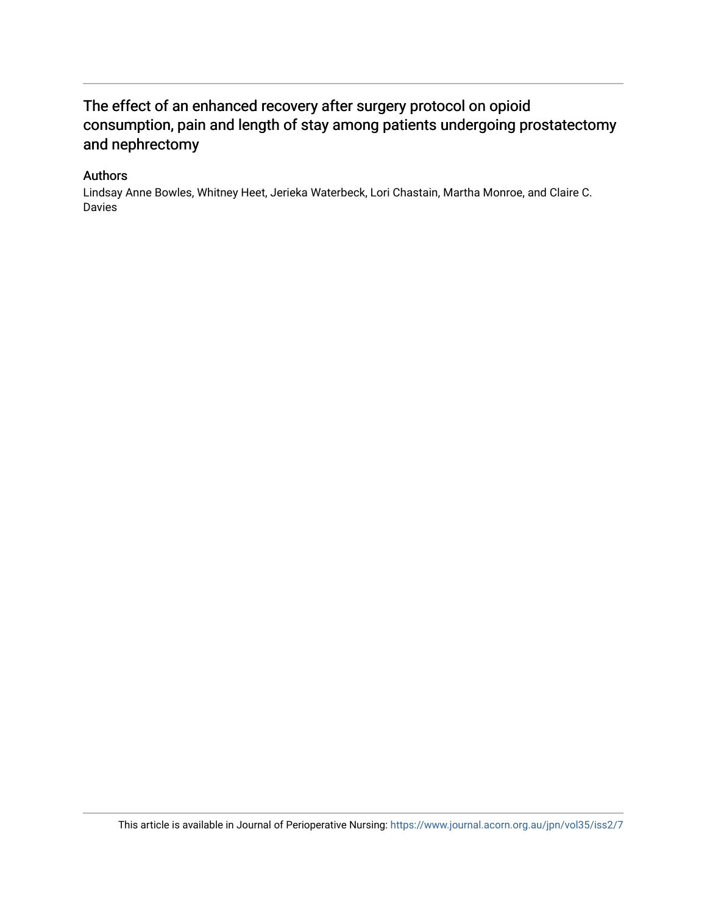# The effect of an enhanced recovery after surgery protocol on opioid consumption, pain and length of stay among patients undergoing prostatectomy and nephrectomy

## Authors

Lindsay Anne Bowles, Whitney Heet, Jerieka Waterbeck, Lori Chastain, Martha Monroe, and Claire C. Davies

This article is available in Journal of Perioperative Nursing: https://www.journal.acorn.org.au/jpn/vol35/iss2/7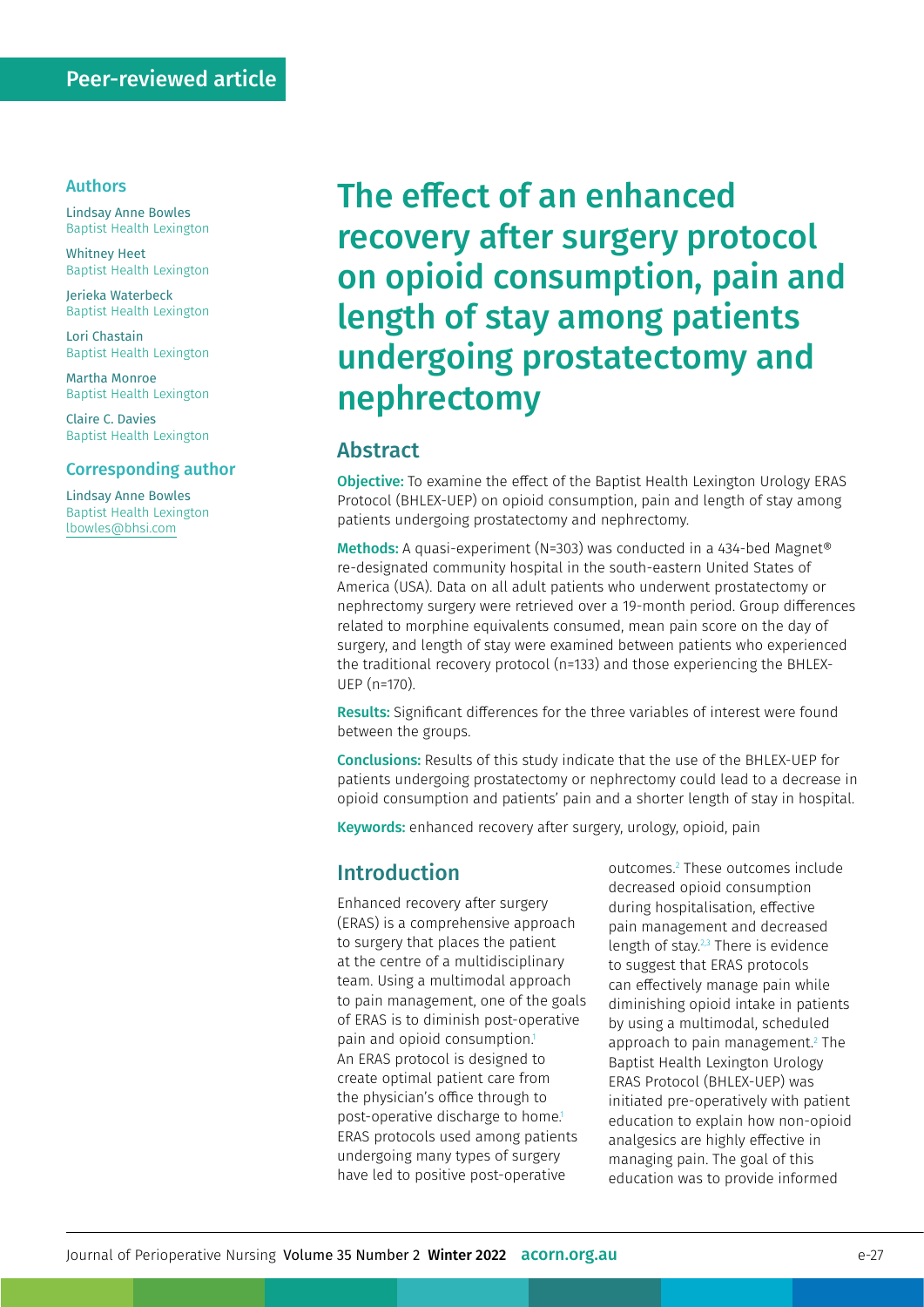Peer-reviewed article

**Authors**

Lindsay Anne Bowles
Baptist Health Lexington

Whitney Heet
Baptist Health Lexington

Jerieka Waterbeck
Baptist Health Lexington

Lori Chastain
Baptist Health Lexington

Martha Monroe
Baptist Health Lexington

Claire C. Davies
Baptist Health Lexington

**Corresponding author**

Lindsay Anne Bowles
Baptist Health Lexington
lbowles@bhsi.com

# The effect of an enhanced recovery after surgery protocol on opioid consumption, pain and length of stay among patients undergoing prostatectomy and nephrectomy

## Abstract

**Objective:** To examine the effect of the Baptist Health Lexington Urology ERAS Protocol (BHLEX-UEP) on opioid consumption, pain and length of stay among patients undergoing prostatectomy and nephrectomy.

**Methods:** A quasi-experiment (N=303) was conducted in a 434-bed Magnet® re-designated community hospital in the south-eastern United States of America (USA). Data on all adult patients who underwent prostatectomy or nephrectomy surgery were retrieved over a 19-month period. Group differences related to morphine equivalents consumed, mean pain score on the day of surgery, and length of stay were examined between patients who experienced the traditional recovery protocol (n=133) and those experiencing the BHLEX-UEP (n=170).

**Results:** Significant differences for the three variables of interest were found between the groups.

**Conclusions:** Results of this study indicate that the use of the BHLEX-UEP for patients undergoing prostatectomy or nephrectomy could lead to a decrease in opioid consumption and patients' pain and a shorter length of stay in hospital.

**Keywords:** enhanced recovery after surgery, urology, opioid, pain

## Introduction

Enhanced recovery after surgery (ERAS) is a comprehensive approach to surgery that places the patient at the centre of a multidisciplinary team. Using a multimodal approach to pain management, one of the goals of ERAS is to diminish post-operative pain and opioid consumption.[1] An ERAS protocol is designed to create optimal patient care from the physician's office through to post-operative discharge to home.[1] ERAS protocols used among patients undergoing many types of surgery have led to positive post-operative outcomes.[2] These outcomes include decreased opioid consumption during hospitalisation, effective pain management and decreased length of stay.[2,3] There is evidence to suggest that ERAS protocols can effectively manage pain while diminishing opioid intake in patients by using a multimodal, scheduled approach to pain management.[2] The Baptist Health Lexington Urology ERAS Protocol (BHLEX-UEP) was initiated pre-operatively with patient education to explain how non-opioid analgesics are highly effective in managing pain. The goal of this education was to provide informed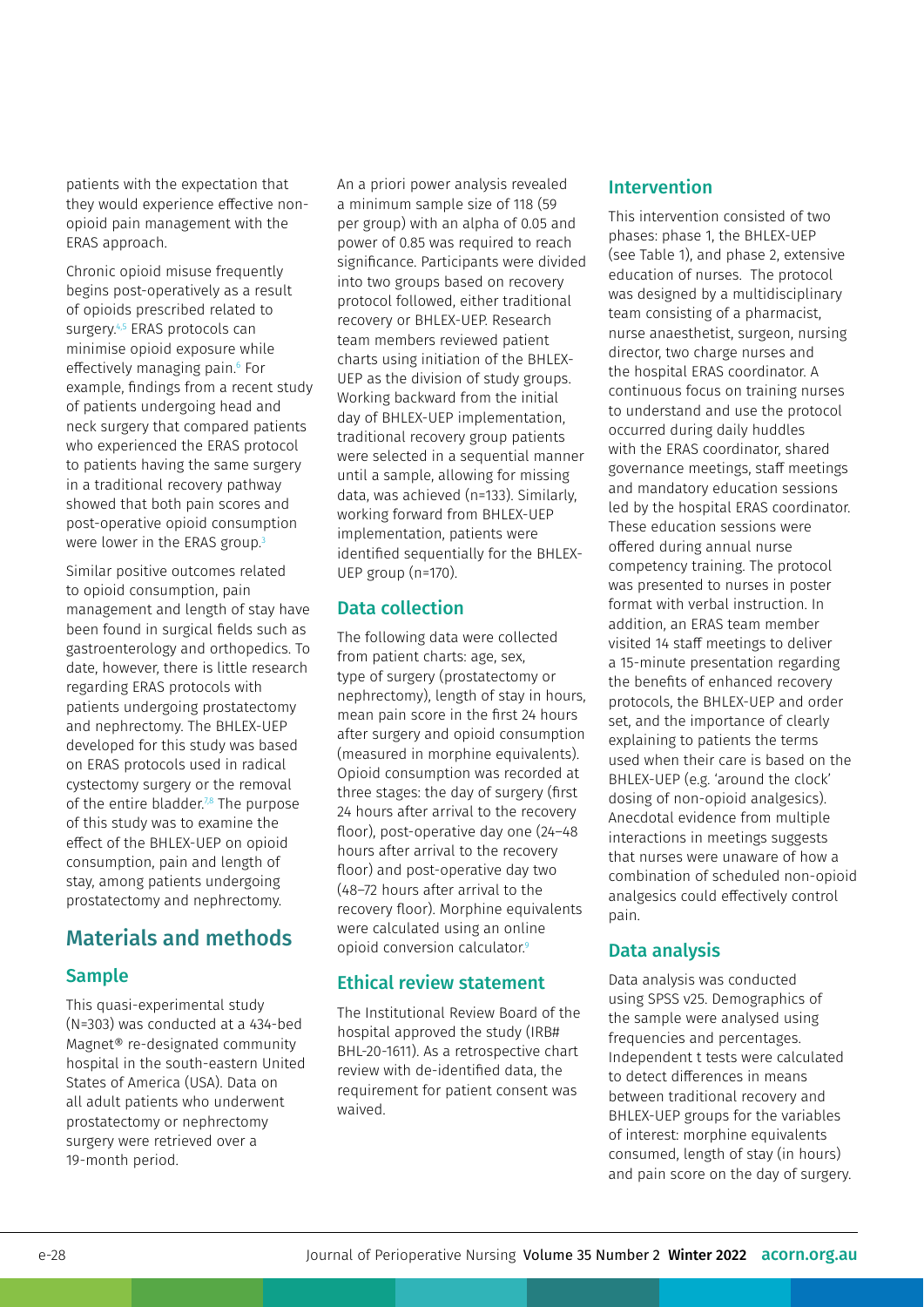patients with the expectation that they would experience effective non-opioid pain management with the ERAS approach.

Chronic opioid misuse frequently begins post-operatively as a result of opioids prescribed related to surgery.[4,5] ERAS protocols can minimise opioid exposure while effectively managing pain.[6] For example, findings from a recent study of patients undergoing head and neck surgery that compared patients who experienced the ERAS protocol to patients having the same surgery in a traditional recovery pathway showed that both pain scores and post-operative opioid consumption were lower in the ERAS group.[3]

Similar positive outcomes related to opioid consumption, pain management and length of stay have been found in surgical fields such as gastroenterology and orthopedics. To date, however, there is little research regarding ERAS protocols with patients undergoing prostatectomy and nephrectomy. The BHLEX-UEP developed for this study was based on ERAS protocols used in radical cystectomy surgery or the removal of the entire bladder.[7,8] The purpose of this study was to examine the effect of the BHLEX-UEP on opioid consumption, pain and length of stay, among patients undergoing prostatectomy and nephrectomy.

## Materials and methods

### Sample

This quasi-experimental study (N=303) was conducted at a 434-bed Magnet® re-designated community hospital in the south-eastern United States of America (USA). Data on all adult patients who underwent prostatectomy or nephrectomy surgery were retrieved over a 19-month period.

An a priori power analysis revealed a minimum sample size of 118 (59 per group) with an alpha of 0.05 and power of 0.85 was required to reach significance. Participants were divided into two groups based on recovery protocol followed, either traditional recovery or BHLEX-UEP. Research team members reviewed patient charts using initiation of the BHLEX-UEP as the division of study groups. Working backward from the initial day of BHLEX-UEP implementation, traditional recovery group patients were selected in a sequential manner until a sample, allowing for missing data, was achieved (n=133). Similarly, working forward from BHLEX-UEP implementation, patients were identified sequentially for the BHLEX-UEP group (n=170).

### Data collection

The following data were collected from patient charts: age, sex, type of surgery (prostatectomy or nephrectomy), length of stay in hours, mean pain score in the first 24 hours after surgery and opioid consumption (measured in morphine equivalents). Opioid consumption was recorded at three stages: the day of surgery (first 24 hours after arrival to the recovery floor), post-operative day one (24–48 hours after arrival to the recovery floor) and post-operative day two (48–72 hours after arrival to the recovery floor). Morphine equivalents were calculated using an online opioid conversion calculator.[9]

### Ethical review statement

The Institutional Review Board of the hospital approved the study (IRB# BHL-20-1611). As a retrospective chart review with de-identified data, the requirement for patient consent was waived.

### Intervention

This intervention consisted of two phases: phase 1, the BHLEX-UEP (see Table 1), and phase 2, extensive education of nurses. The protocol was designed by a multidisciplinary team consisting of a pharmacist, nurse anaesthetist, surgeon, nursing director, two charge nurses and the hospital ERAS coordinator. A continuous focus on training nurses to understand and use the protocol occurred during daily huddles with the ERAS coordinator, shared governance meetings, staff meetings and mandatory education sessions led by the hospital ERAS coordinator. These education sessions were offered during annual nurse competency training. The protocol was presented to nurses in poster format with verbal instruction. In addition, an ERAS team member visited 14 staff meetings to deliver a 15-minute presentation regarding the benefits of enhanced recovery protocols, the BHLEX-UEP and order set, and the importance of clearly explaining to patients the terms used when their care is based on the BHLEX-UEP (e.g. 'around the clock' dosing of non-opioid analgesics). Anecdotal evidence from multiple interactions in meetings suggests that nurses were unaware of how a combination of scheduled non-opioid analgesics could effectively control pain.

### Data analysis

Data analysis was conducted using SPSS v25. Demographics of the sample were analysed using frequencies and percentages. Independent t tests were calculated to detect differences in means between traditional recovery and BHLEX-UEP groups for the variables of interest: morphine equivalents consumed, length of stay (in hours) and pain score on the day of surgery.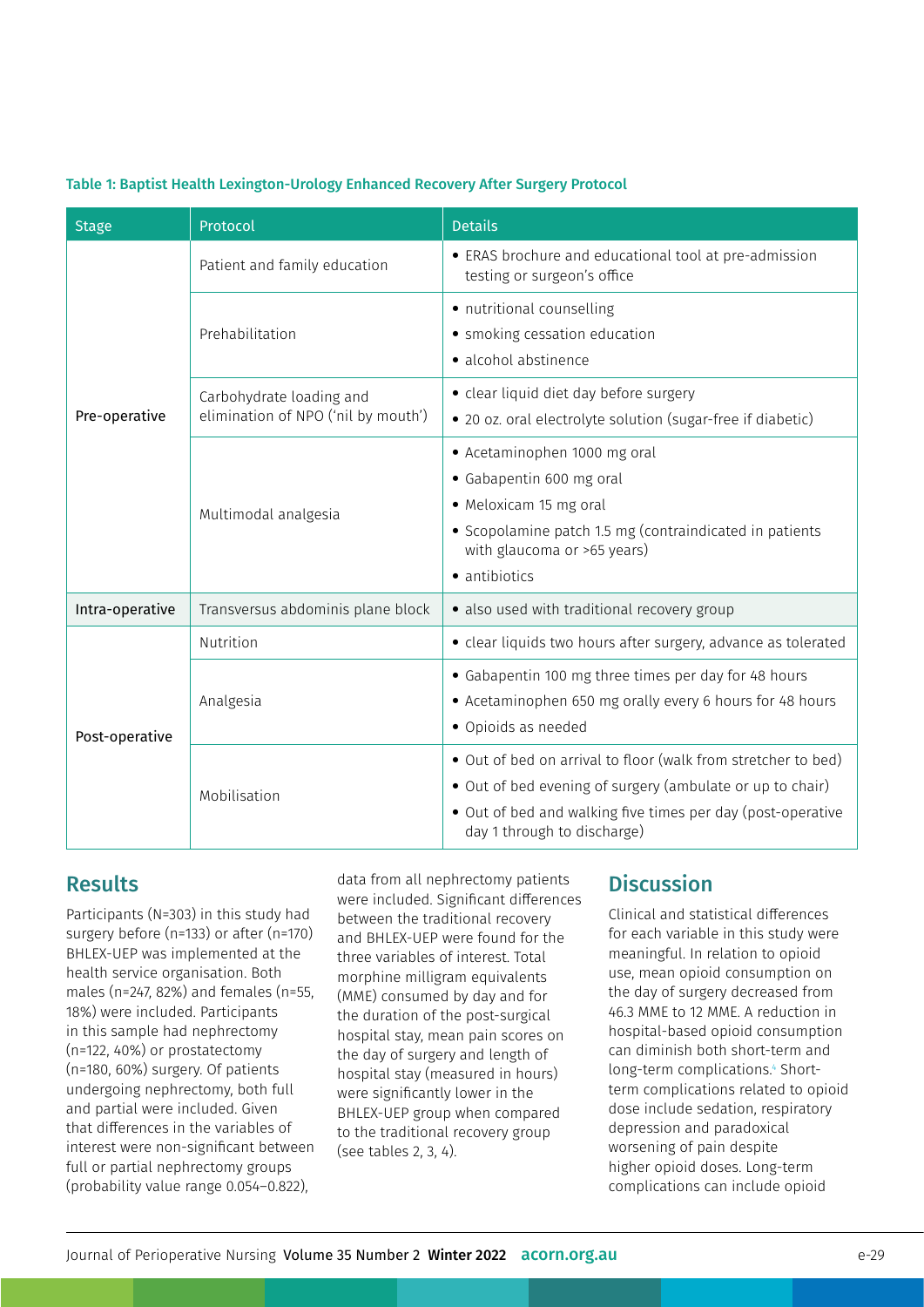**Table 1: Baptist Health Lexington-Urology Enhanced Recovery After Surgery Protocol**

| Stage | Protocol | Details |
|---|---|---|
| Pre-operative | Patient and family education | • ERAS brochure and educational tool at pre-admission testing or surgeon's office |
| | Prehabilitation | • nutritional counselling<br>• smoking cessation education<br>• alcohol abstinence |
| | Carbohydrate loading and elimination of NPO ('nil by mouth') | • clear liquid diet day before surgery<br>• 20 oz. oral electrolyte solution (sugar-free if diabetic) |
| | Multimodal analgesia | • Acetaminophen 1000 mg oral<br>• Gabapentin 600 mg oral<br>• Meloxicam 15 mg oral<br>• Scopolamine patch 1.5 mg (contraindicated in patients with glaucoma or >65 years)<br>• antibiotics |
| Intra-operative | Transversus abdominis plane block | • also used with traditional recovery group |
| Post-operative | Nutrition | • clear liquids two hours after surgery, advance as tolerated |
| | Analgesia | • Gabapentin 100 mg three times per day for 48 hours<br>• Acetaminophen 650 mg orally every 6 hours for 48 hours<br>• Opioids as needed |
| | Mobilisation | • Out of bed on arrival to floor (walk from stretcher to bed)<br>• Out of bed evening of surgery (ambulate or up to chair)<br>• Out of bed and walking five times per day (post-operative day 1 through to discharge) |

## Results

Participants (N=303) in this study had surgery before (n=133) or after (n=170) BHLEX-UEP was implemented at the health service organisation. Both males (n=247, 82%) and females (n=55, 18%) were included. Participants in this sample had nephrectomy (n=122, 40%) or prostatectomy (n=180, 60%) surgery. Of patients undergoing nephrectomy, both full and partial were included. Given that differences in the variables of interest were non-significant between full or partial nephrectomy groups (probability value range 0.054–0.822), data from all nephrectomy patients were included. Significant differences between the traditional recovery and BHLEX-UEP were found for the three variables of interest. Total morphine milligram equivalents (MME) consumed by day and for the duration of the post-surgical hospital stay, mean pain scores on the day of surgery and length of hospital stay (measured in hours) were significantly lower in the BHLEX-UEP group when compared to the traditional recovery group (see tables 2, 3, 4).

## Discussion

Clinical and statistical differences for each variable in this study were meaningful. In relation to opioid use, mean opioid consumption on the day of surgery decreased from 46.3 MME to 12 MME. A reduction in hospital-based opioid consumption can diminish both short-term and long-term complications.[4] Short-term complications related to opioid dose include sedation, respiratory depression and paradoxical worsening of pain despite higher opioid doses. Long-term complications can include opioid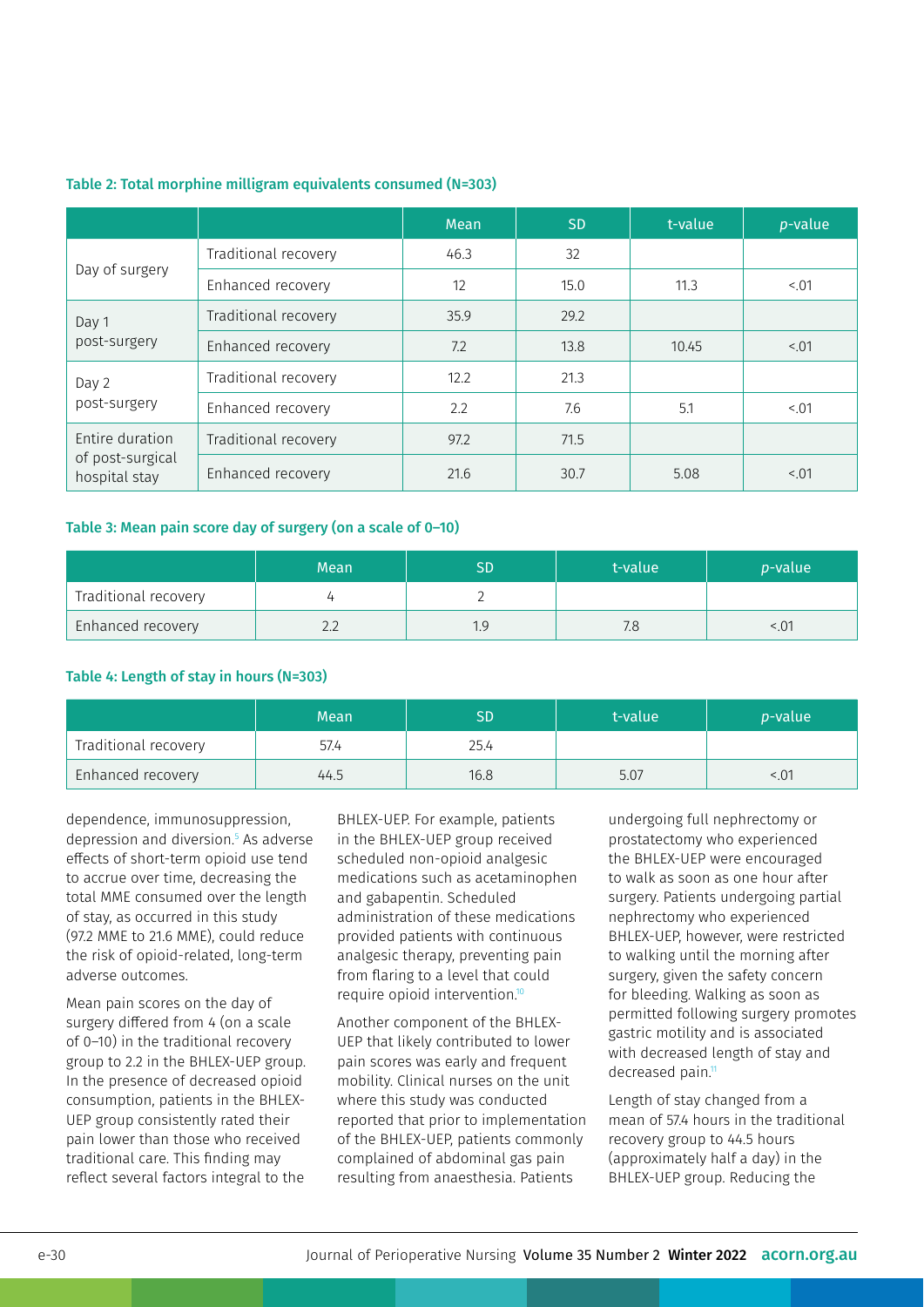**Table 2: Total morphine milligram equivalents consumed (N=303)**

| | | Mean | SD | t-value | *p*-value |
|---|---|---|---|---|---|
| Day of surgery | Traditional recovery | 46.3 | 32 | | |
| | Enhanced recovery | 12 | 15.0 | 11.3 | <.01 |
| Day 1 post-surgery | Traditional recovery | 35.9 | 29.2 | | |
| | Enhanced recovery | 7.2 | 13.8 | 10.45 | <.01 |
| Day 2 post-surgery | Traditional recovery | 12.2 | 21.3 | | |
| | Enhanced recovery | 2.2 | 7.6 | 5.1 | <.01 |
| Entire duration of post-surgical hospital stay | Traditional recovery | 97.2 | 71.5 | | |
| | Enhanced recovery | 21.6 | 30.7 | 5.08 | <.01 |

**Table 3: Mean pain score day of surgery (on a scale of 0–10)**

| | Mean | SD | t-value | *p*-value |
|---|---|---|---|---|
| Traditional recovery | 4 | 2 | | |
| Enhanced recovery | 2.2 | 1.9 | 7.8 | <.01 |

**Table 4: Length of stay in hours (N=303)**

| | Mean | SD | t-value | *p*-value |
|---|---|---|---|---|
| Traditional recovery | 57.4 | 25.4 | | |
| Enhanced recovery | 44.5 | 16.8 | 5.07 | <.01 |

dependence, immunosuppression, depression and diversion.[5] As adverse effects of short-term opioid use tend to accrue over time, decreasing the total MME consumed over the length of stay, as occurred in this study (97.2 MME to 21.6 MME), could reduce the risk of opioid-related, long-term adverse outcomes.

Mean pain scores on the day of surgery differed from 4 (on a scale of 0–10) in the traditional recovery group to 2.2 in the BHLEX-UEP group. In the presence of decreased opioid consumption, patients in the BHLEX-UEP group consistently rated their pain lower than those who received traditional care. This finding may reflect several factors integral to the BHLEX-UEP. For example, patients in the BHLEX-UEP group received scheduled non-opioid analgesic medications such as acetaminophen and gabapentin. Scheduled administration of these medications provided patients with continuous analgesic therapy, preventing pain from flaring to a level that could require opioid intervention.[10]

Another component of the BHLEX-UEP that likely contributed to lower pain scores was early and frequent mobility. Clinical nurses on the unit where this study was conducted reported that prior to implementation of the BHLEX-UEP, patients commonly complained of abdominal gas pain resulting from anaesthesia. Patients undergoing full nephrectomy or prostatectomy who experienced the BHLEX-UEP were encouraged to walk as soon as one hour after surgery. Patients undergoing partial nephrectomy who experienced BHLEX-UEP, however, were restricted to walking until the morning after surgery, given the safety concern for bleeding. Walking as soon as permitted following surgery promotes gastric motility and is associated with decreased length of stay and decreased pain.[11]

Length of stay changed from a mean of 57.4 hours in the traditional recovery group to 44.5 hours (approximately half a day) in the BHLEX-UEP group. Reducing the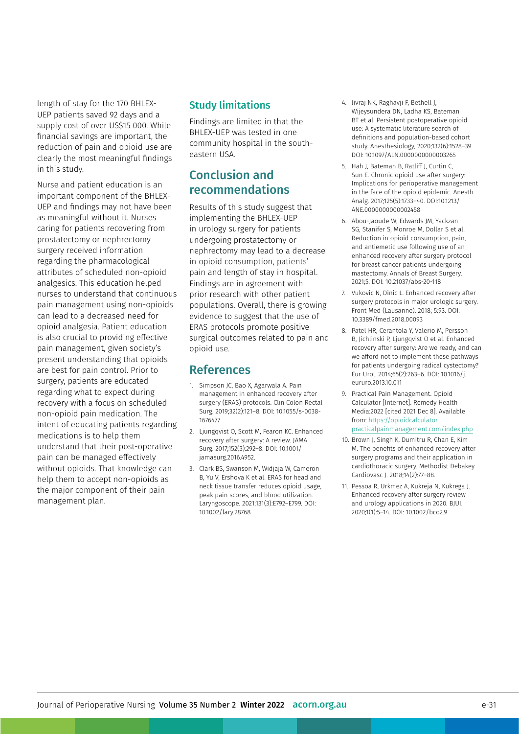length of stay for the 170 BHLEX-UEP patients saved 92 days and a supply cost of over US$15 000. While financial savings are important, the reduction of pain and opioid use are clearly the most meaningful findings in this study.

Nurse and patient education is an important component of the BHLEX-UEP and findings may not have been as meaningful without it. Nurses caring for patients recovering from prostatectomy or nephrectomy surgery received information regarding the pharmacological attributes of scheduled non-opioid analgesics. This education helped nurses to understand that continuous pain management using non-opioids can lead to a decreased need for opioid analgesia. Patient education is also crucial to providing effective pain management, given society's present understanding that opioids are best for pain control. Prior to surgery, patients are educated regarding what to expect during recovery with a focus on scheduled non-opioid pain medication. The intent of educating patients regarding medications is to help them understand that their post-operative pain can be managed effectively without opioids. That knowledge can help them to accept non-opioids as the major component of their pain management plan.

### Study limitations

Findings are limited in that the BHLEX-UEP was tested in one community hospital in the south-eastern USA.

## Conclusion and recommendations

Results of this study suggest that implementing the BHLEX-UEP in urology surgery for patients undergoing prostatectomy or nephrectomy may lead to a decrease in opioid consumption, patients' pain and length of stay in hospital. Findings are in agreement with prior research with other patient populations. Overall, there is growing evidence to suggest that the use of ERAS protocols promote positive surgical outcomes related to pain and opioid use.

## References

1. Simpson JC, Bao X, Agarwala A. Pain management in enhanced recovery after surgery (ERAS) protocols. Clin Colon Rectal Surg. 2019;32(2):121–8. DOI: 10.1055/s-0038-1676477
2. Ljungqvist O, Scott M, Fearon KC. Enhanced recovery after surgery: A review. JAMA Surg. 2017;152(3):292–8. DOI: 10.1001/jamasurg.2016.4952.
3. Clark BS, Swanson M, Widjaja W, Cameron B, Yu V, Ershova K et al. ERAS for head and neck tissue transfer reduces opioid usage, peak pain scores, and blood utilization. Laryngoscope. 2021;131(3):E792–E799. DOI: 10.1002/lary.28768
4. Jivraj NK, Raghavji F, Bethell J, Wijeysundera DN, Ladha KS, Bateman BT et al. Persistent postoperative opioid use: A systematic literature search of definitions and population-based cohort study. Anesthesiology, 2020;132(6):1528–39. DOI: 10.1097/ALN.0000000000003265
5. Hah J, Bateman B, Ratliff J, Curtin C, Sun E. Chronic opioid use after surgery: Implications for perioperative management in the face of the opioid epidemic. Anesth Analg. 2017;125(5):1733–40. DOI:10.1213/ANE.0000000000002458
6. Abou-Jaoude W, Edwards JM, Yackzan SG, Stanifer S, Monroe M, Dollar S et al. Reduction in opioid consumption, pain, and antiemetic use following use of an enhanced recovery after surgery protocol for breast cancer patients undergoing mastectomy. Annals of Breast Surgery. 2021;5. DOI: 10.21037/abs-20-118
7. Vukovic N, Dinic L. Enhanced recovery after surgery protocols in major urologic surgery. Front Med (Lausanne). 2018; 5:93. DOI: 10.3389/fmed.2018.00093
8. Patel HR, Cerantola Y, Valerio M, Persson B, Jichlinski P, Ljungqvist O et al. Enhanced recovery after surgery: Are we ready, and can we afford not to implement these pathways for patients undergoing radical cystectomy? Eur Urol. 2014;65(2):263–6. DOI: 10.1016/j.eururo.2013.10.011
9. Practical Pain Management. Opioid Calculator [Internet]. Remedy Health Media:2022 [cited 2021 Dec 8]. Available from: https://opioidcalculator.practicalpainmanagement.com/index.php
10. Brown J, Singh K, Dumitru R, Chan E, Kim M. The benefits of enhanced recovery after surgery programs and their application in cardiothoracic surgery. Methodist Debakey Cardiovasc J. 2018;14(2):77–88.
11. Pessoa R, Urkmez A, Kukreja N, Kukrega J. Enhanced recovery after surgery review and urology applications in 2020. BJUI. 2020;1(1):5–14. DOI: 10.1002/bco2.9